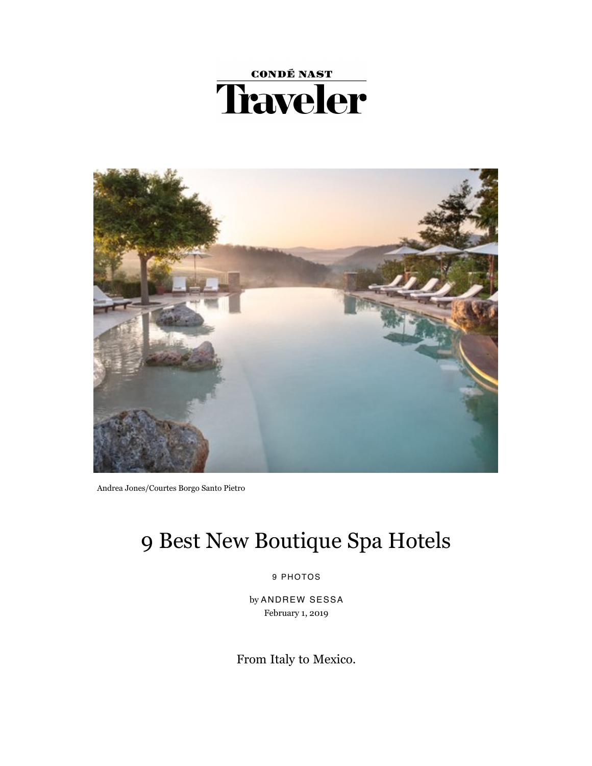CONDÉ NAST

Traveler

Andrea Jones/Courtes Borgo Santo Pietro

# 9 Best New Boutique Spa Hotels

9 PHOTOS

by ANDREW SESSA
February 1, 2019

From Italy to Mexico.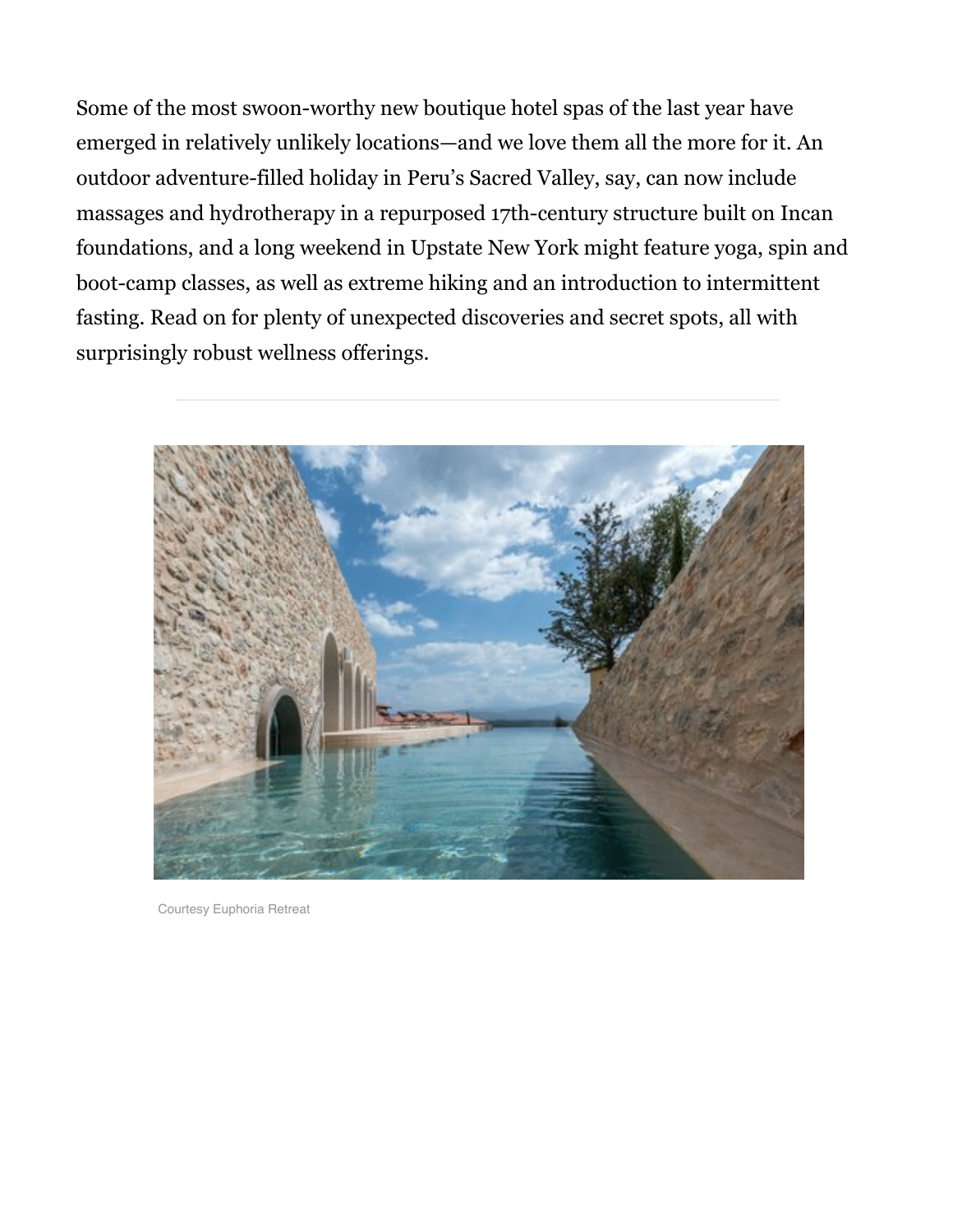Some of the most swoon-worthy new boutique hotel spas of the last year have emerged in relatively unlikely locations—and we love them all the more for it. An outdoor adventure-filled holiday in Peru's Sacred Valley, say, can now include massages and hydrotherapy in a repurposed 17th-century structure built on Incan foundations, and a long weekend in Upstate New York might feature yoga, spin and boot-camp classes, as well as extreme hiking and an introduction to intermittent fasting. Read on for plenty of unexpected discoveries and secret spots, all with surprisingly robust wellness offerings.

---

Courtesy Euphoria Retreat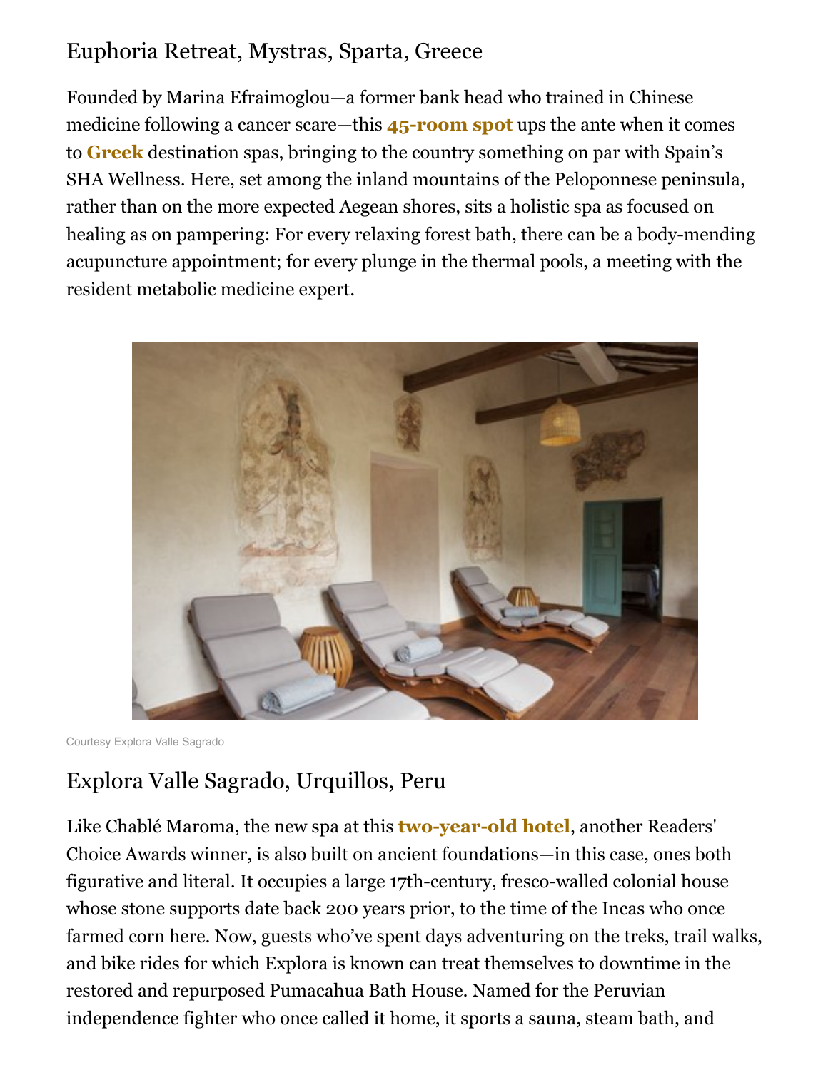## Euphoria Retreat, Mystras, Sparta, Greece

Founded by Marina Efraimoglou—a former bank head who trained in Chinese medicine following a cancer scare—this **45-room spot** ups the ante when it comes to **Greek** destination spas, bringing to the country something on par with Spain's SHA Wellness. Here, set among the inland mountains of the Peloponnese peninsula, rather than on the more expected Aegean shores, sits a holistic spa as focused on healing as on pampering: For every relaxing forest bath, there can be a body-mending acupuncture appointment; for every plunge in the thermal pools, a meeting with the resident metabolic medicine expert.

Courtesy Explora Valle Sagrado

## Explora Valle Sagrado, Urquillos, Peru

Like Chablé Maroma, the new spa at this **two-year-old hotel**, another Readers' Choice Awards winner, is also built on ancient foundations—in this case, ones both figurative and literal. It occupies a large 17th-century, fresco-walled colonial house whose stone supports date back 200 years prior, to the time of the Incas who once farmed corn here. Now, guests who've spent days adventuring on the treks, trail walks, and bike rides for which Explora is known can treat themselves to downtime in the restored and repurposed Pumacahua Bath House. Named for the Peruvian independence fighter who once called it home, it sports a sauna, steam bath, and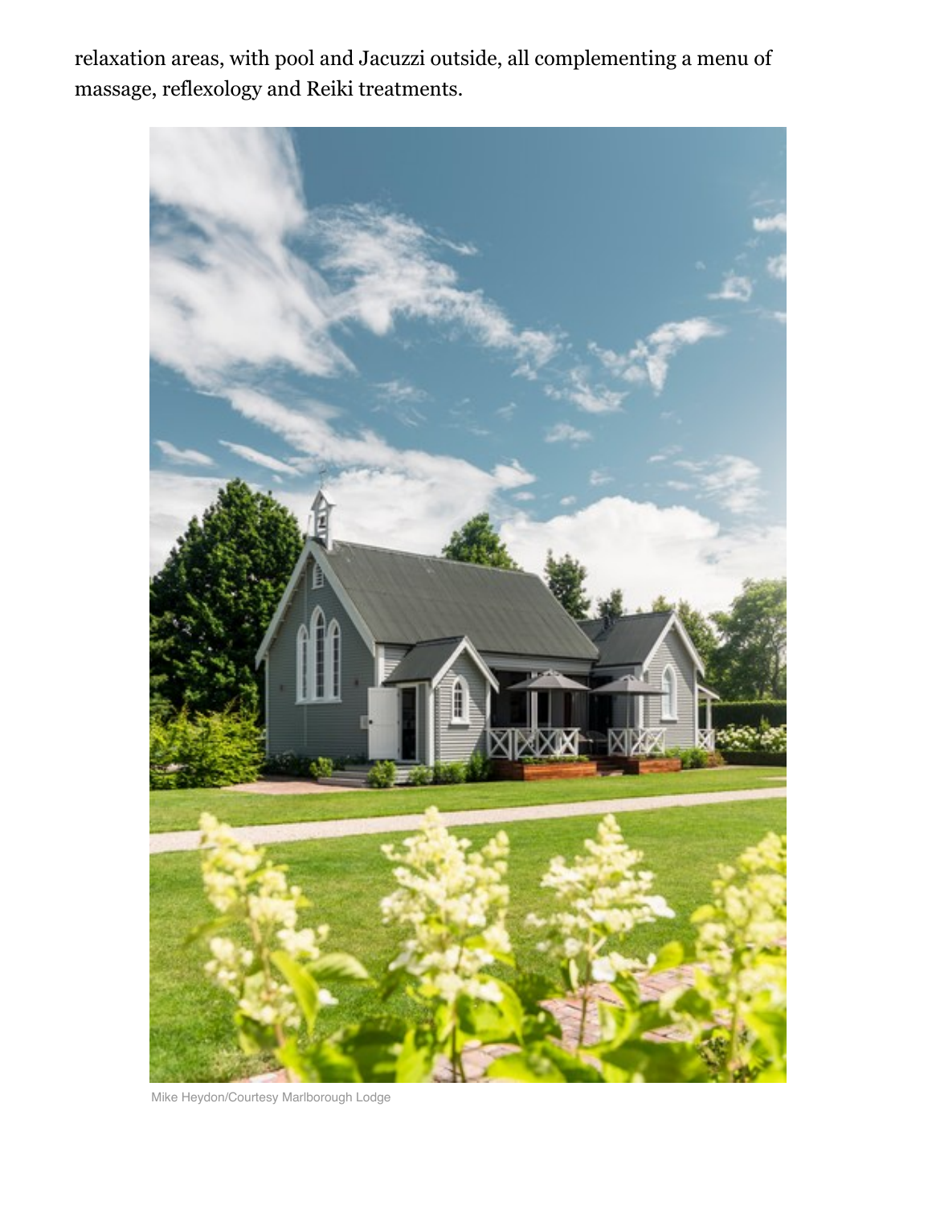relaxation areas, with pool and Jacuzzi outside, all complementing a menu of massage, reflexology and Reiki treatments.

Mike Heydon/Courtesy Marlborough Lodge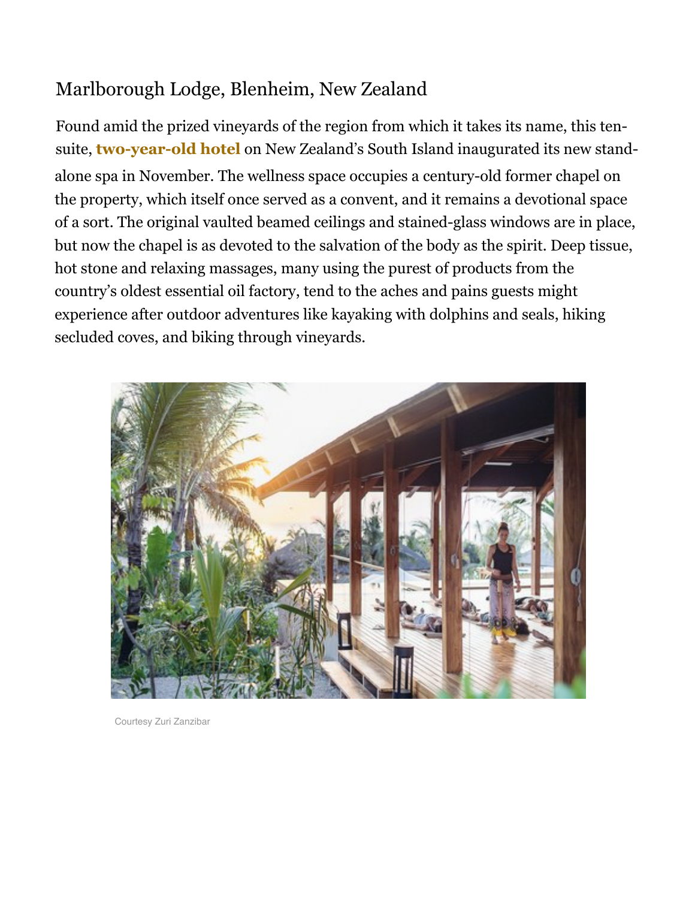## Marlborough Lodge, Blenheim, New Zealand

Found amid the prized vineyards of the region from which it takes its name, this ten-suite, **two-year-old hotel** on New Zealand's South Island inaugurated its new stand-alone spa in November. The wellness space occupies a century-old former chapel on the property, which itself once served as a convent, and it remains a devotional space of a sort. The original vaulted beamed ceilings and stained-glass windows are in place, but now the chapel is as devoted to the salvation of the body as the spirit. Deep tissue, hot stone and relaxing massages, many using the purest of products from the country's oldest essential oil factory, tend to the aches and pains guests might experience after outdoor adventures like kayaking with dolphins and seals, hiking secluded coves, and biking through vineyards.

Courtesy Zuri Zanzibar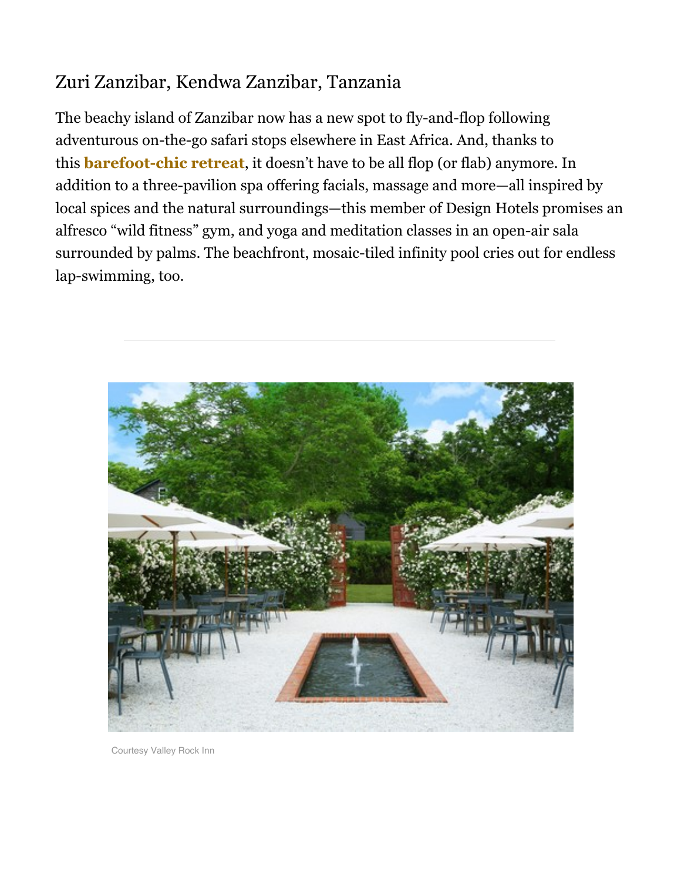## Zuri Zanzibar, Kendwa Zanzibar, Tanzania

The beachy island of Zanzibar now has a new spot to fly-and-flop following adventurous on-the-go safari stops elsewhere in East Africa. And, thanks to this **barefoot-chic retreat**, it doesn't have to be all flop (or flab) anymore. In addition to a three-pavilion spa offering facials, massage and more—all inspired by local spices and the natural surroundings—this member of Design Hotels promises an alfresco "wild fitness" gym, and yoga and meditation classes in an open-air sala surrounded by palms. The beachfront, mosaic-tiled infinity pool cries out for endless lap-swimming, too.

Courtesy Valley Rock Inn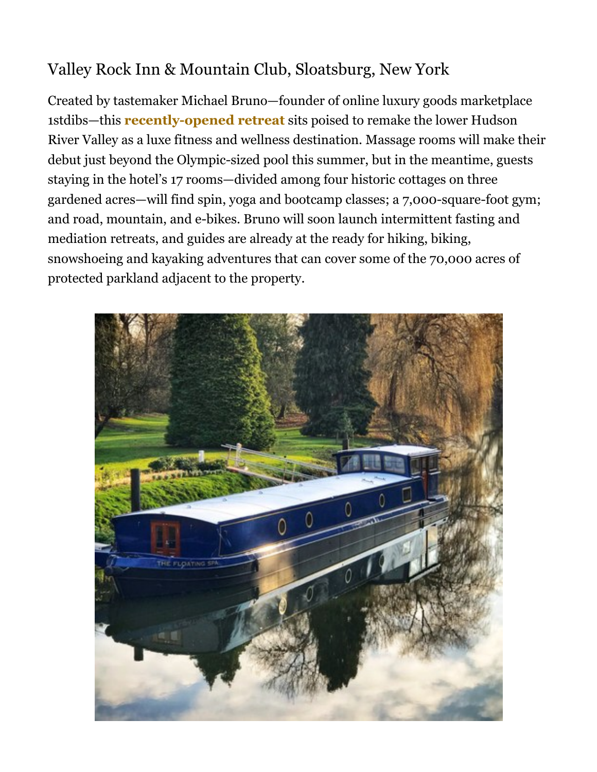## Valley Rock Inn & Mountain Club, Sloatsburg, New York

Created by tastemaker Michael Bruno—founder of online luxury goods marketplace 1stdibs—this **recently-opened retreat** sits poised to remake the lower Hudson River Valley as a luxe fitness and wellness destination. Massage rooms will make their debut just beyond the Olympic-sized pool this summer, but in the meantime, guests staying in the hotel's 17 rooms—divided among four historic cottages on three gardened acres—will find spin, yoga and bootcamp classes; a 7,000-square-foot gym; and road, mountain, and e-bikes. Bruno will soon launch intermittent fasting and mediation retreats, and guides are already at the ready for hiking, biking, snowshoeing and kayaking adventures that can cover some of the 70,000 acres of protected parkland adjacent to the property.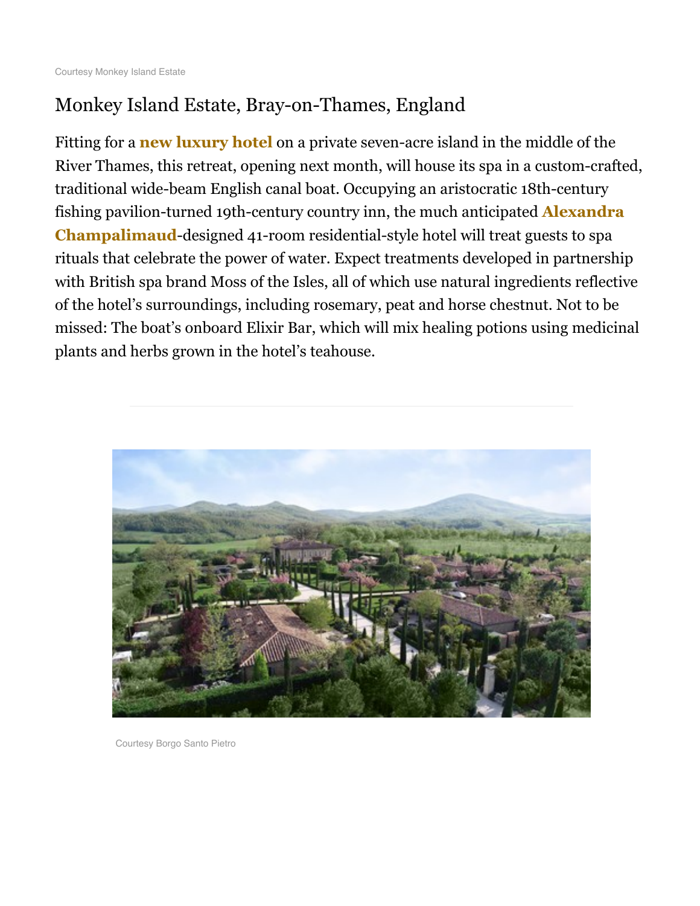Courtesy Monkey Island Estate

## Monkey Island Estate, Bray-on-Thames, England

Fitting for a **new luxury hotel** on a private seven-acre island in the middle of the River Thames, this retreat, opening next month, will house its spa in a custom-crafted, traditional wide-beam English canal boat. Occupying an aristocratic 18th-century fishing pavilion-turned 19th-century country inn, the much anticipated **Alexandra Champalimaud**-designed 41-room residential-style hotel will treat guests to spa rituals that celebrate the power of water. Expect treatments developed in partnership with British spa brand Moss of the Isles, all of which use natural ingredients reflective of the hotel's surroundings, including rosemary, peat and horse chestnut. Not to be missed: The boat's onboard Elixir Bar, which will mix healing potions using medicinal plants and herbs grown in the hotel's teahouse.

Courtesy Borgo Santo Pietro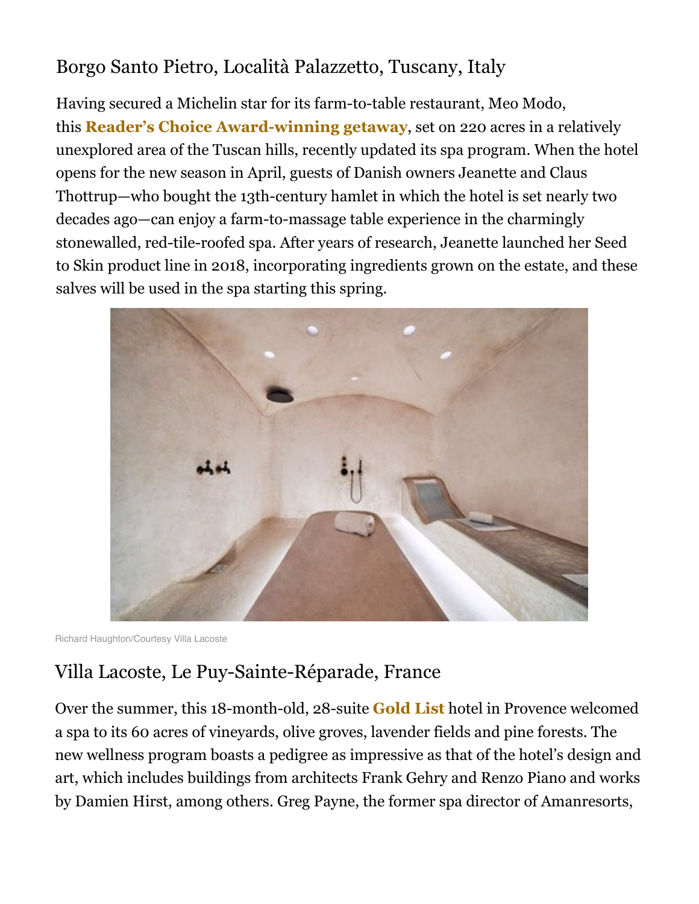## Borgo Santo Pietro, Località Palazzetto, Tuscany, Italy

Having secured a Michelin star for its farm-to-table restaurant, Meo Modo, this **Reader's Choice Award-winning getaway**, set on 220 acres in a relatively unexplored area of the Tuscan hills, recently updated its spa program. When the hotel opens for the new season in April, guests of Danish owners Jeanette and Claus Thottrup—who bought the 13th-century hamlet in which the hotel is set nearly two decades ago—can enjoy a farm-to-massage table experience in the charmingly stonewalled, red-tile-roofed spa. After years of research, Jeanette launched her Seed to Skin product line in 2018, incorporating ingredients grown on the estate, and these salves will be used in the spa starting this spring.

Richard Haughton/Courtesy Villa Lacoste

## Villa Lacoste, Le Puy-Sainte-Réparade, France

Over the summer, this 18-month-old, 28-suite **Gold List** hotel in Provence welcomed a spa to its 60 acres of vineyards, olive groves, lavender fields and pine forests. The new wellness program boasts a pedigree as impressive as that of the hotel's design and art, which includes buildings from architects Frank Gehry and Renzo Piano and works by Damien Hirst, among others. Greg Payne, the former spa director of Amanresorts,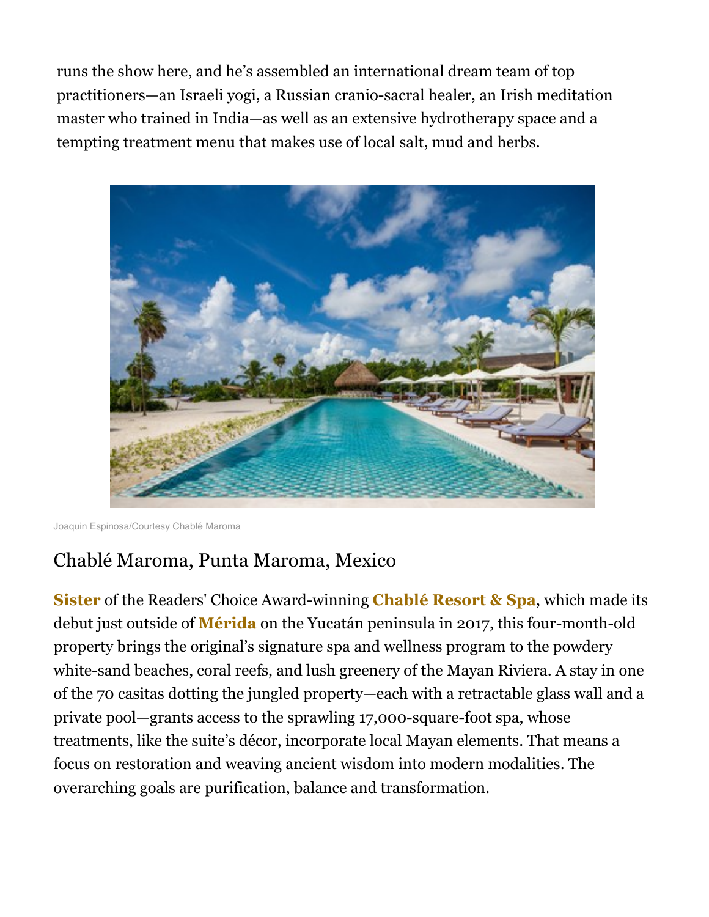runs the show here, and he's assembled an international dream team of top practitioners—an Israeli yogi, a Russian cranio-sacral healer, an Irish meditation master who trained in India—as well as an extensive hydrotherapy space and a tempting treatment menu that makes use of local salt, mud and herbs.

Joaquin Espinosa/Courtesy Chablé Maroma

## Chablé Maroma, Punta Maroma, Mexico

**Sister** of the Readers' Choice Award-winning **Chablé Resort & Spa**, which made its debut just outside of **Mérida** on the Yucatán peninsula in 2017, this four-month-old property brings the original's signature spa and wellness program to the powdery white-sand beaches, coral reefs, and lush greenery of the Mayan Riviera. A stay in one of the 70 casitas dotting the jungled property—each with a retractable glass wall and a private pool—grants access to the sprawling 17,000-square-foot spa, whose treatments, like the suite's décor, incorporate local Mayan elements. That means a focus on restoration and weaving ancient wisdom into modern modalities. The overarching goals are purification, balance and transformation.